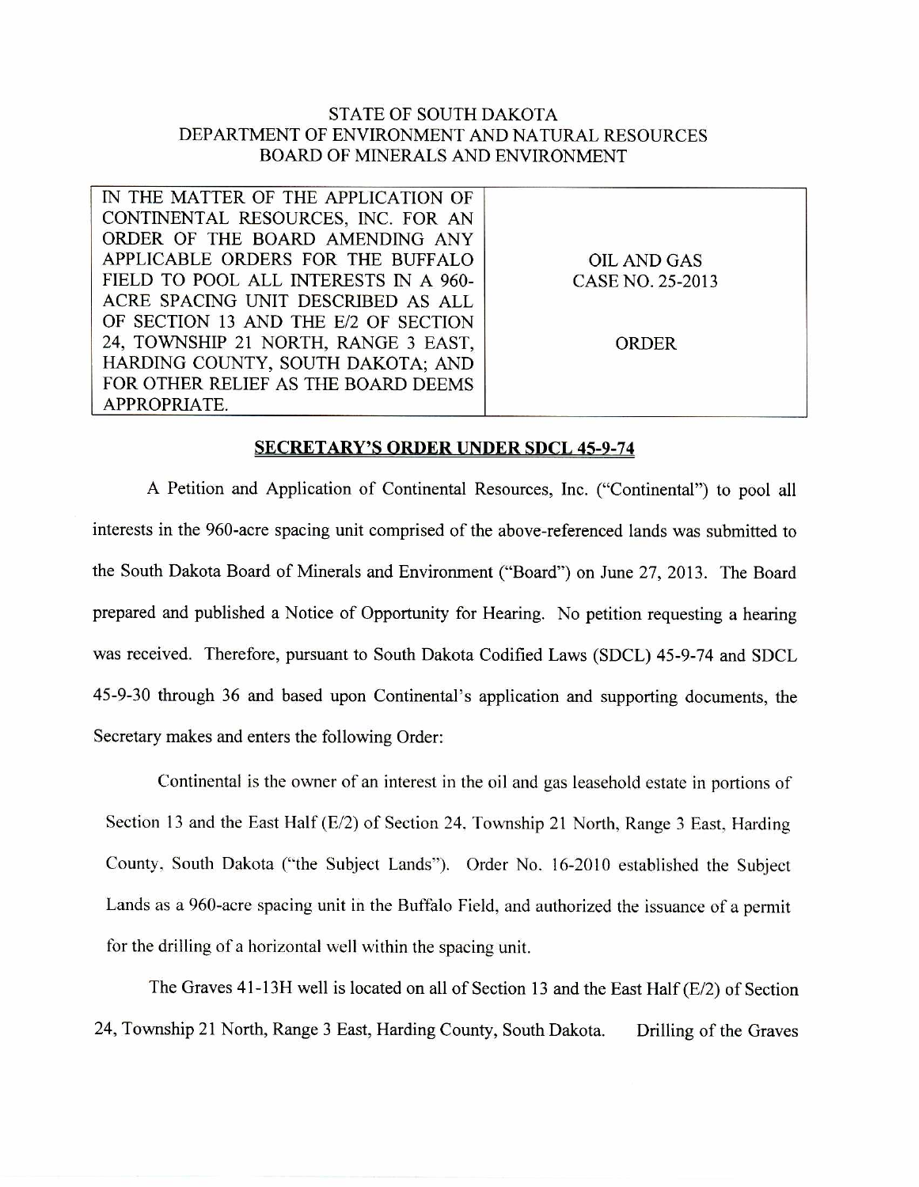STATE OF SOUTH DAKOTA
DEPARTMENT OF ENVIRONMENT AND NATURAL RESOURCES
BOARD OF MINERALS AND ENVIRONMENT

| IN THE MATTER OF THE APPLICATION OF CONTINENTAL RESOURCES, INC. FOR AN ORDER OF THE BOARD AMENDING ANY APPLICABLE ORDERS FOR THE BUFFALO FIELD TO POOL ALL INTERESTS IN A 960-ACRE SPACING UNIT DESCRIBED AS ALL OF SECTION 13 AND THE E/2 OF SECTION 24, TOWNSHIP 21 NORTH, RANGE 3 EAST, HARDING COUNTY, SOUTH DAKOTA; AND FOR OTHER RELIEF AS THE BOARD DEEMS APPROPRIATE. | OIL AND GAS CASE NO. 25-2013<br><br>ORDER |
|---|---|

**SECRETARY'S ORDER UNDER SDCL 45-9-74**

A Petition and Application of Continental Resources, Inc. ("Continental") to pool all interests in the 960-acre spacing unit comprised of the above-referenced lands was submitted to the South Dakota Board of Minerals and Environment ("Board") on June 27, 2013. The Board prepared and published a Notice of Opportunity for Hearing. No petition requesting a hearing was received. Therefore, pursuant to South Dakota Codified Laws (SDCL) 45-9-74 and SDCL 45-9-30 through 36 and based upon Continental's application and supporting documents, the Secretary makes and enters the following Order:

Continental is the owner of an interest in the oil and gas leasehold estate in portions of Section 13 and the East Half (E/2) of Section 24, Township 21 North, Range 3 East, Harding County, South Dakota ("the Subject Lands"). Order No. 16-2010 established the Subject Lands as a 960-acre spacing unit in the Buffalo Field, and authorized the issuance of a permit for the drilling of a horizontal well within the spacing unit.

The Graves 41-13H well is located on all of Section 13 and the East Half (E/2) of Section 24, Township 21 North, Range 3 East, Harding County, South Dakota. Drilling of the Graves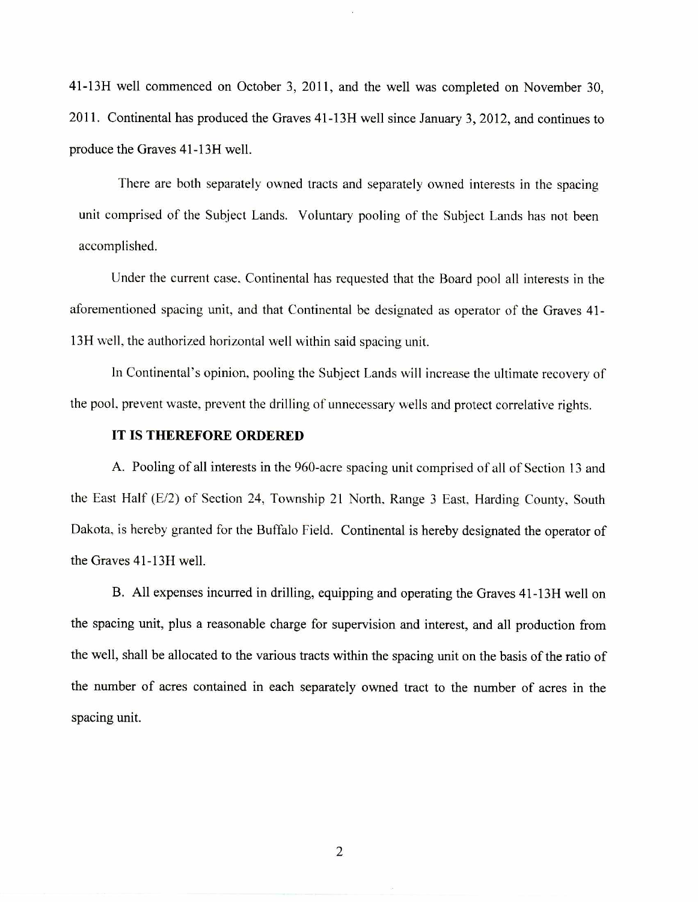41-13H well commenced on October 3, 2011, and the well was completed on November 30, 2011. Continental has produced the Graves 41-13H well since January 3, 2012, and continues to produce the Graves 41-13H well.

There are both separately owned tracts and separately owned interests in the spacing unit comprised of the Subject Lands. Voluntary pooling of the Subject Lands has not been accomplished.

Under the current case, Continental has requested that the Board pool all interests in the aforementioned spacing unit, and that Continental be designated as operator of the Graves 41-13H well, the authorized horizontal well within said spacing unit.

In Continental's opinion, pooling the Subject Lands will increase the ultimate recovery of the pool, prevent waste, prevent the drilling of unnecessary wells and protect correlative rights.

**IT IS THEREFORE ORDERED**

A. Pooling of all interests in the 960-acre spacing unit comprised of all of Section 13 and the East Half (E/2) of Section 24, Township 21 North, Range 3 East, Harding County, South Dakota, is hereby granted for the Buffalo Field. Continental is hereby designated the operator of the Graves 41-13H well.

B. All expenses incurred in drilling, equipping and operating the Graves 41-13H well on the spacing unit, plus a reasonable charge for supervision and interest, and all production from the well, shall be allocated to the various tracts within the spacing unit on the basis of the ratio of the number of acres contained in each separately owned tract to the number of acres in the spacing unit.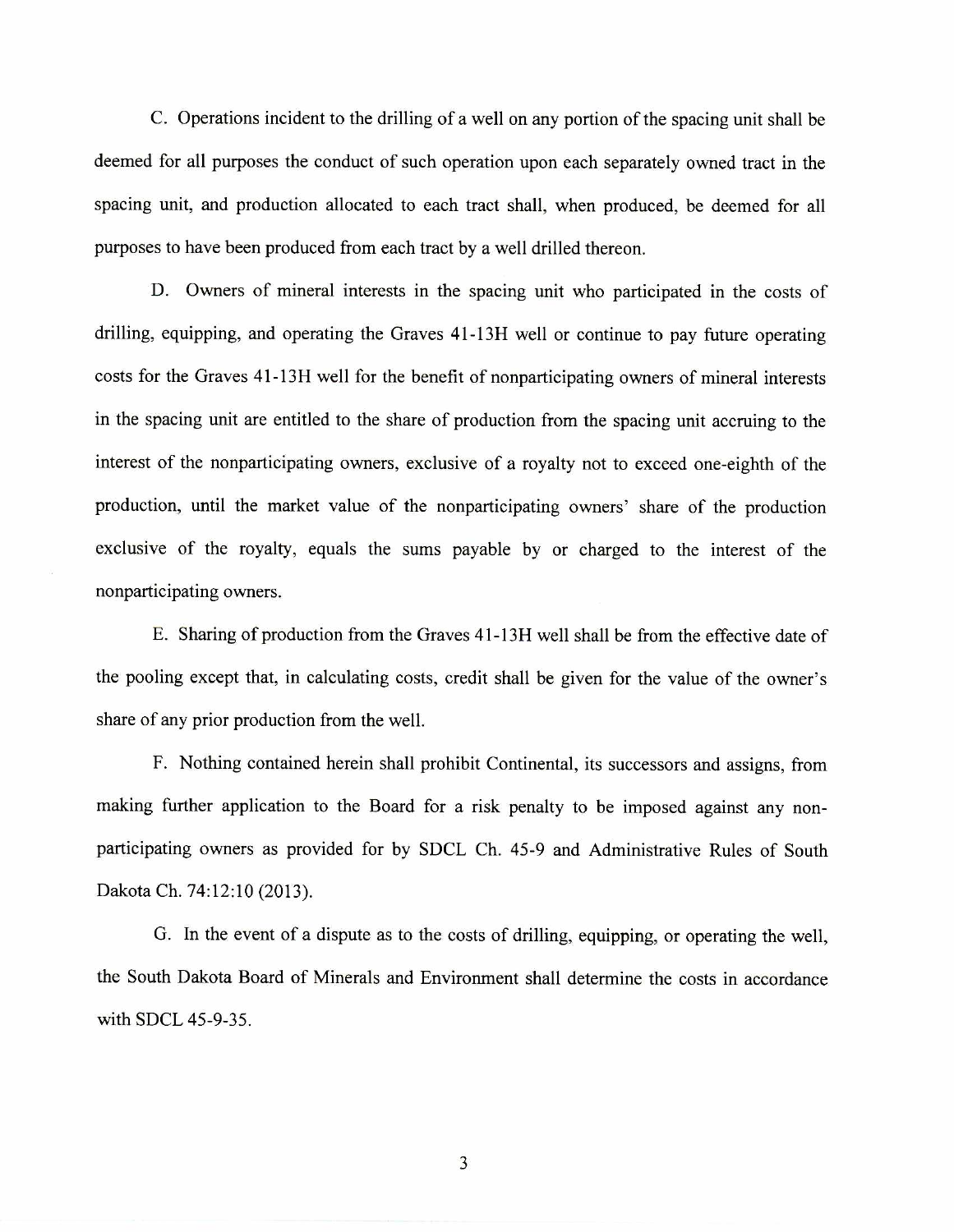C. Operations incident to the drilling of a well on any portion of the spacing unit shall be deemed for all purposes the conduct of such operation upon each separately owned tract in the spacing unit, and production allocated to each tract shall, when produced, be deemed for all purposes to have been produced from each tract by a well drilled thereon.

D. Owners of mineral interests in the spacing unit who participated in the costs of drilling, equipping, and operating the Graves 41-13H well or continue to pay future operating costs for the Graves 41-13H well for the benefit of nonparticipating owners of mineral interests in the spacing unit are entitled to the share of production from the spacing unit accruing to the interest of the nonparticipating owners, exclusive of a royalty not to exceed one-eighth of the production, until the market value of the nonparticipating owners' share of the production exclusive of the royalty, equals the sums payable by or charged to the interest of the nonparticipating owners.

E. Sharing of production from the Graves 41-13H well shall be from the effective date of the pooling except that, in calculating costs, credit shall be given for the value of the owner's share of any prior production from the well.

F. Nothing contained herein shall prohibit Continental, its successors and assigns, from making further application to the Board for a risk penalty to be imposed against any non-participating owners as provided for by SDCL Ch. 45-9 and Administrative Rules of South Dakota Ch. 74:12:10 (2013).

G. In the event of a dispute as to the costs of drilling, equipping, or operating the well, the South Dakota Board of Minerals and Environment shall determine the costs in accordance with SDCL 45-9-35.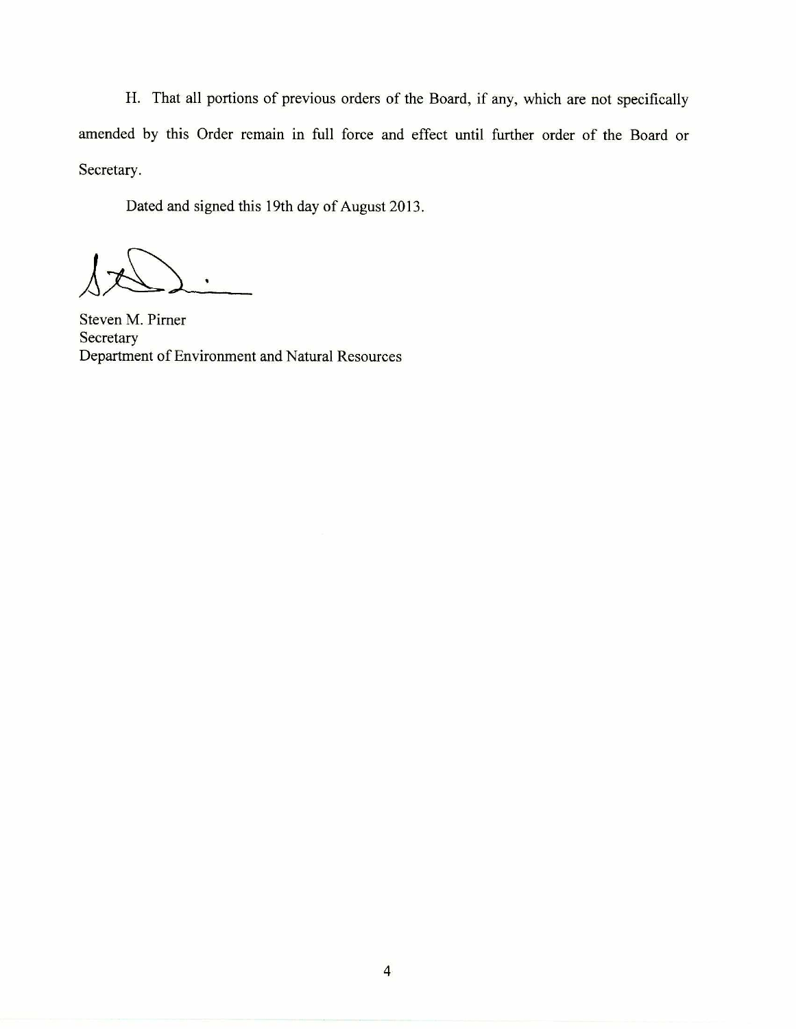H. That all portions of previous orders of the Board, if any, which are not specifically amended by this Order remain in full force and effect until further order of the Board or Secretary.

Dated and signed this 19th day of August 2013.

Steven M. Pirner
Secretary
Department of Environment and Natural Resources